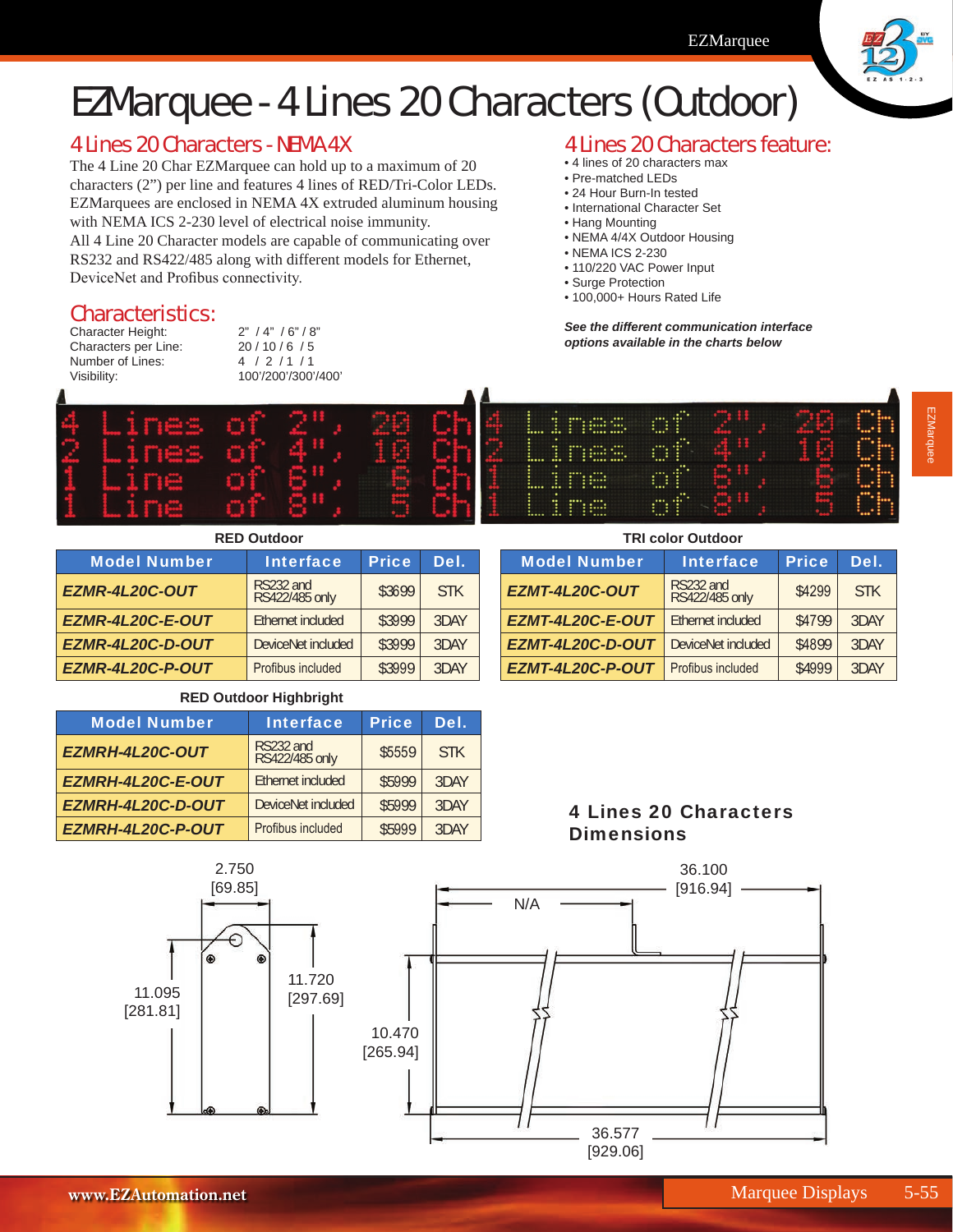# EZMarquee - 4 Lines 20 Characters (Outdoor)

## 4 Lines 20 Characters - NEMA 4X

The 4 Line 20 Char EZMarquee can hold up to a maximum of 20 characters (2”) per line and features 4 lines of RED/Tri-Color LEDs. EZMarquees are enclosed in NEMA 4X extruded aluminum housing with NEMA ICS 2-230 level of electrical noise immunity.
All 4 Line 20 Character models are capable of communicating over RS232 and RS422/485 along with different models for Ethernet, DeviceNet and Profibus connectivity.

## Characteristics:

| | |
|---|---|
| Character Height: | 2” / 4” / 6” / 8” |
| Characters per Line: | 20 / 10 / 6 / 5 |
| Number of Lines: | 4 / 2 / 1 / 1 |
| Visibility: | 100’/200’/300’/400’ |

## 4 Lines 20 Characters feature:

- 4 lines of 20 characters max
- Pre-matched LEDs
- 24 Hour Burn-In tested
- International Character Set
- Hang Mounting
- NEMA 4/4X Outdoor Housing
- NEMA ICS 2-230
- 110/220 VAC Power Input
- Surge Protection
- 100,000+ Hours Rated Life

***See the different communication interface options available in the charts below***

**RED Outdoor**

| Model Number | Interface | Price | Del. |
|---|---|---|---|
| ***EZMR-4L20C-OUT*** | RS232 and RS422/485 only | $3699 | STK |
| ***EZMR-4L20C-E-OUT*** | Ethernet included | $3999 | 3DAY |
| ***EZMR-4L20C-D-OUT*** | DeviceNet included | $3999 | 3DAY |
| ***EZMR-4L20C-P-OUT*** | Profibus included | $3999 | 3DAY |

**TRI color Outdoor**

| Model Number | Interface | Price | Del. |
|---|---|---|---|
| ***EZMT-4L20C-OUT*** | RS232 and RS422/485 only | $4299 | STK |
| ***EZMT-4L20C-E-OUT*** | Ethernet included | $4799 | 3DAY |
| ***EZMT-4L20C-D-OUT*** | DeviceNet included | $4899 | 3DAY |
| ***EZMT-4L20C-P-OUT*** | Profibus included | $4999 | 3DAY |

**RED Outdoor Highbright**

| Model Number | Interface | Price | Del. |
|---|---|---|---|
| ***EZMRH-4L20C-OUT*** | RS232 and RS422/485 only | $5559 | STK |
| ***EZMRH-4L20C-E-OUT*** | Ethernet included | $5999 | 3DAY |
| ***EZMRH-4L20C-D-OUT*** | DeviceNet included | $5999 | 3DAY |
| ***EZMRH-4L20C-P-OUT*** | Profibus included | $5999 | 3DAY |

### 4 Lines 20 Characters Dimensions

2.750 [69.85]; 11.095 [281.81]; 11.720 [297.69]; 36.100 [916.94]; N/A; 10.470 [265.94]; 36.577 [929.06]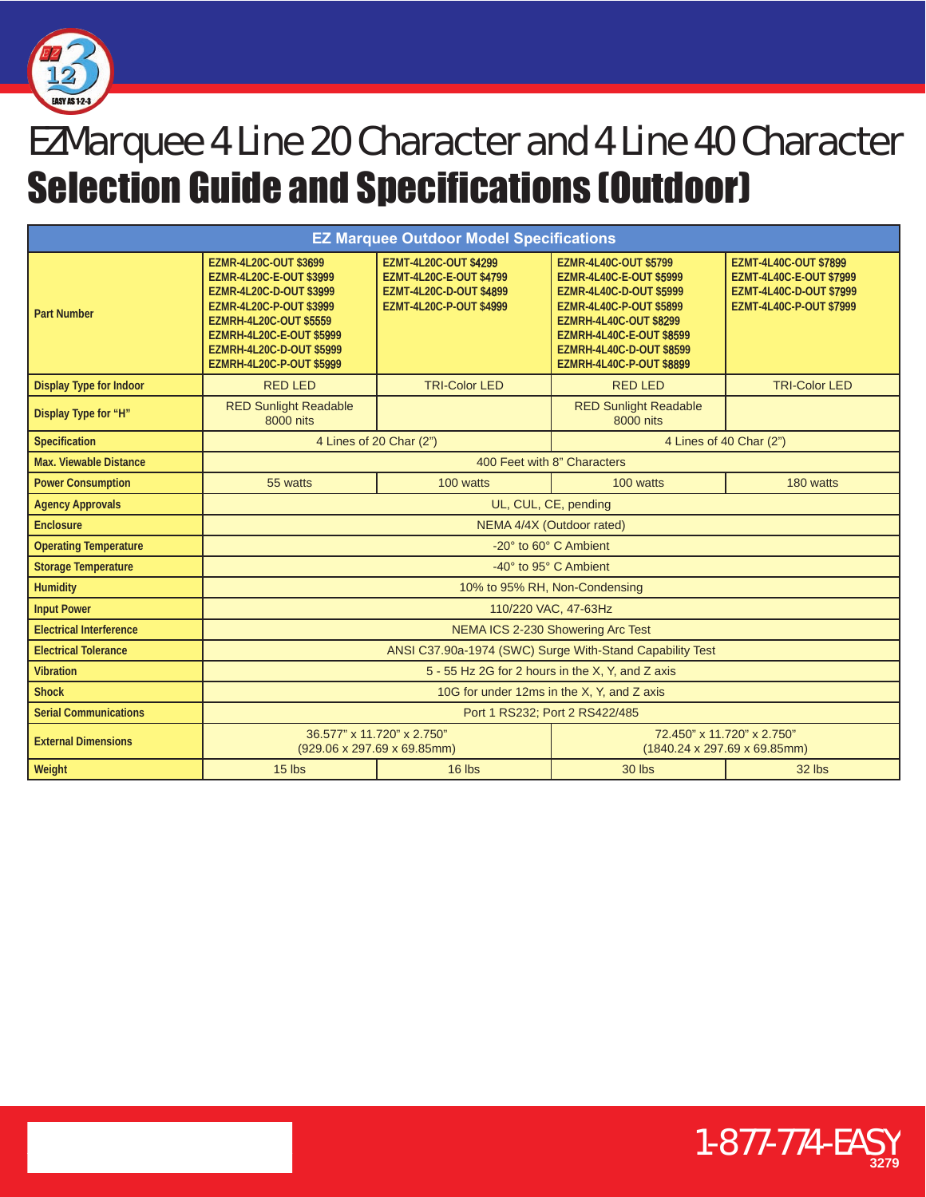# EZMarquee 4 Line 20 Character and 4 Line 40 Character

## Selection Guide and Specifications (Outdoor)

| EZ Marquee Outdoor Model Specifications | | | | |
|---|---|---|---|---|
| **Part Number** | EZMR-4L20C-OUT $3699<br>EZMR-4L20C-E-OUT $3999<br>EZMR-4L20C-D-OUT $3999<br>EZMR-4L20C-P-OUT $3999<br>EZMRH-4L20C-OUT $5559<br>EZMRH-4L20C-E-OUT $5999<br>EZMRH-4L20C-D-OUT $5999<br>EZMRH-4L20C-P-OUT $5999 | EZMT-4L20C-OUT $4299<br>EZMT-4L20C-E-OUT $4799<br>EZMT-4L20C-D-OUT $4899<br>EZMT-4L20C-P-OUT $4999 | EZMR-4L40C-OUT $5799<br>EZMR-4L40C-E-OUT $5999<br>EZMR-4L40C-D-OUT $5999<br>EZMR-4L40C-P-OUT $5899<br>EZMRH-4L40C-OUT $8299<br>EZMRH-4L40C-E-OUT $8599<br>EZMRH-4L40C-D-OUT $8599<br>EZMRH-4L40C-P-OUT $8899 | EZMT-4L40C-OUT $7899<br>EZMT-4L40C-E-OUT $7999<br>EZMT-4L40C-D-OUT $7999<br>EZMT-4L40C-P-OUT $7999 |
| **Display Type for Indoor** | RED LED | TRI-Color LED | RED LED | TRI-Color LED |
| **Display Type for "H"** | RED Sunlight Readable 8000 nits | | RED Sunlight Readable 8000 nits | |
| **Specification** | 4 Lines of 20 Char (2") | | 4 Lines of 40 Char (2") | |
| **Max. Viewable Distance** | 400 Feet with 8" Characters | | | |
| **Power Consumption** | 55 watts | 100 watts | 100 watts | 180 watts |
| **Agency Approvals** | UL, CUL, CE, pending | | | |
| **Enclosure** | NEMA 4/4X (Outdoor rated) | | | |
| **Operating Temperature** | -20° to 60° C Ambient | | | |
| **Storage Temperature** | -40° to 95° C Ambient | | | |
| **Humidity** | 10% to 95% RH, Non-Condensing | | | |
| **Input Power** | 110/220 VAC, 47-63Hz | | | |
| **Electrical Interference** | NEMA ICS 2-230 Showering Arc Test | | | |
| **Electrical Tolerance** | ANSI C37.90a-1974 (SWC) Surge With-Stand Capability Test | | | |
| **Vibration** | 5 - 55 Hz 2G for 2 hours in the X, Y, and Z axis | | | |
| **Shock** | 10G for under 12ms in the X, Y, and Z axis | | | |
| **Serial Communications** | Port 1 RS232; Port 2 RS422/485 | | | |
| **External Dimensions** | 36.577" x 11.720" x 2.750" (929.06 x 297.69 x 69.85mm) | | 72.450" x 11.720" x 2.750" (1840.24 x 297.69 x 69.85mm) | |
| **Weight** | 15 lbs | 16 lbs | 30 lbs | 32 lbs |

1-877-774-EASY 3279